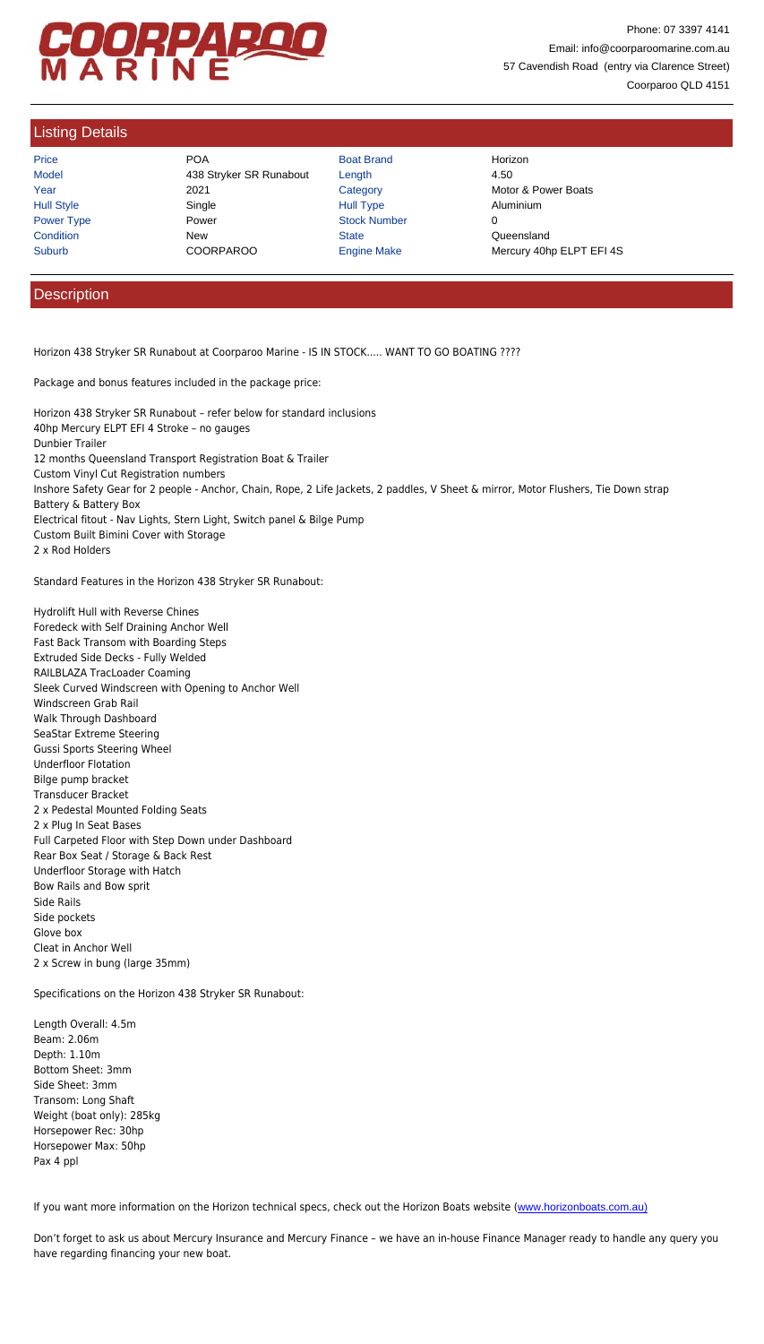# COORPAROO MARINE

Phone: 07 3397 4141
Email: info@coorparoomarine.com.au
57 Cavendish Road (entry via Clarence Street)
Coorparoo QLD 4151

## Listing Details

| | | | |
|---|---|---|---|
| Price | POA | Boat Brand | Horizon |
| Model | 438 Stryker SR Runabout | Length | 4.50 |
| Year | 2021 | Category | Motor & Power Boats |
| Hull Style | Single | Hull Type | Aluminium |
| Power Type | Power | Stock Number | 0 |
| Condition | New | State | Queensland |
| Suburb | COORPAROO | Engine Make | Mercury 40hp ELPT EFI 4S |

## Description

Horizon 438 Stryker SR Runabout at Coorparoo Marine - IS IN STOCK..... WANT TO GO BOATING ????

Package and bonus features included in the package price:

Horizon 438 Stryker SR Runabout – refer below for standard inclusions
40hp Mercury ELPT EFI 4 Stroke – no gauges
Dunbier Trailer
12 months Queensland Transport Registration Boat & Trailer
Custom Vinyl Cut Registration numbers
Inshore Safety Gear for 2 people - Anchor, Chain, Rope, 2 Life Jackets, 2 paddles, V Sheet & mirror, Motor Flushers, Tie Down strap
Battery & Battery Box
Electrical fitout - Nav Lights, Stern Light, Switch panel & Bilge Pump
Custom Built Bimini Cover with Storage
2 x Rod Holders

Standard Features in the Horizon 438 Stryker SR Runabout:

Hydrolift Hull with Reverse Chines
Foredeck with Self Draining Anchor Well
Fast Back Transom with Boarding Steps
Extruded Side Decks - Fully Welded
RAILBLAZA TracLoader Coaming
Sleek Curved Windscreen with Opening to Anchor Well
Windscreen Grab Rail
Walk Through Dashboard
SeaStar Extreme Steering
Gussi Sports Steering Wheel
Underfloor Flotation
Bilge pump bracket
Transducer Bracket
2 x Pedestal Mounted Folding Seats
2 x Plug In Seat Bases
Full Carpeted Floor with Step Down under Dashboard
Rear Box Seat / Storage & Back Rest
Underfloor Storage with Hatch
Bow Rails and Bow sprit
Side Rails
Side pockets
Glove box
Cleat in Anchor Well
2 x Screw in bung (large 35mm)

Specifications on the Horizon 438 Stryker SR Runabout:

Length Overall: 4.5m
Beam: 2.06m
Depth: 1.10m
Bottom Sheet: 3mm
Side Sheet: 3mm
Transom: Long Shaft
Weight (boat only): 285kg
Horsepower Rec: 30hp
Horsepower Max: 50hp
Pax 4 ppl

If you want more information on the Horizon technical specs, check out the Horizon Boats website (www.horizonboats.com.au)

Don't forget to ask us about Mercury Insurance and Mercury Finance – we have an in-house Finance Manager ready to handle any query you have regarding financing your new boat.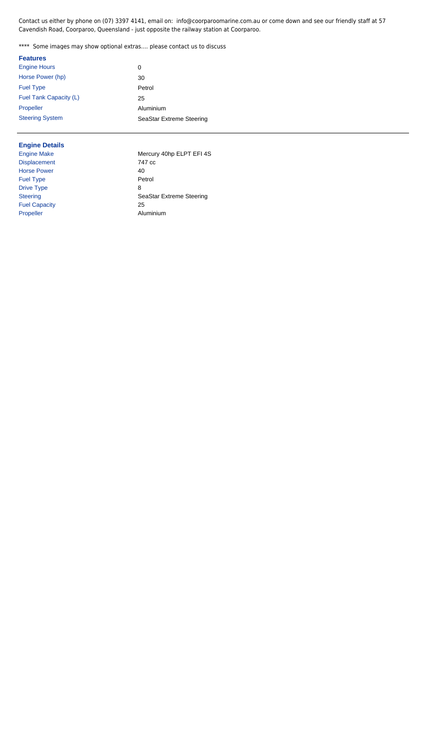Contact us either by phone on (07) 3397 4141, email on: info@coorparoomarine.com.au or come down and see our friendly staff at 57 Cavendish Road, Coorparoo, Queensland - just opposite the railway station at Coorparoo.

**** Some images may show optional extras.... please contact us to discuss

## Features

| | |
|---|---|
| Engine Hours | 0 |
| Horse Power (hp) | 30 |
| Fuel Type | Petrol |
| Fuel Tank Capacity (L) | 25 |
| Propeller | Aluminium |
| Steering System | SeaStar Extreme Steering |

---

## Engine Details

| | |
|---|---|
| Engine Make | Mercury 40hp ELPT EFI 4S |
| Displacement | 747 cc |
| Horse Power | 40 |
| Fuel Type | Petrol |
| Drive Type | 8 |
| Steering | SeaStar Extreme Steering |
| Fuel Capacity | 25 |
| Propeller | Aluminium |